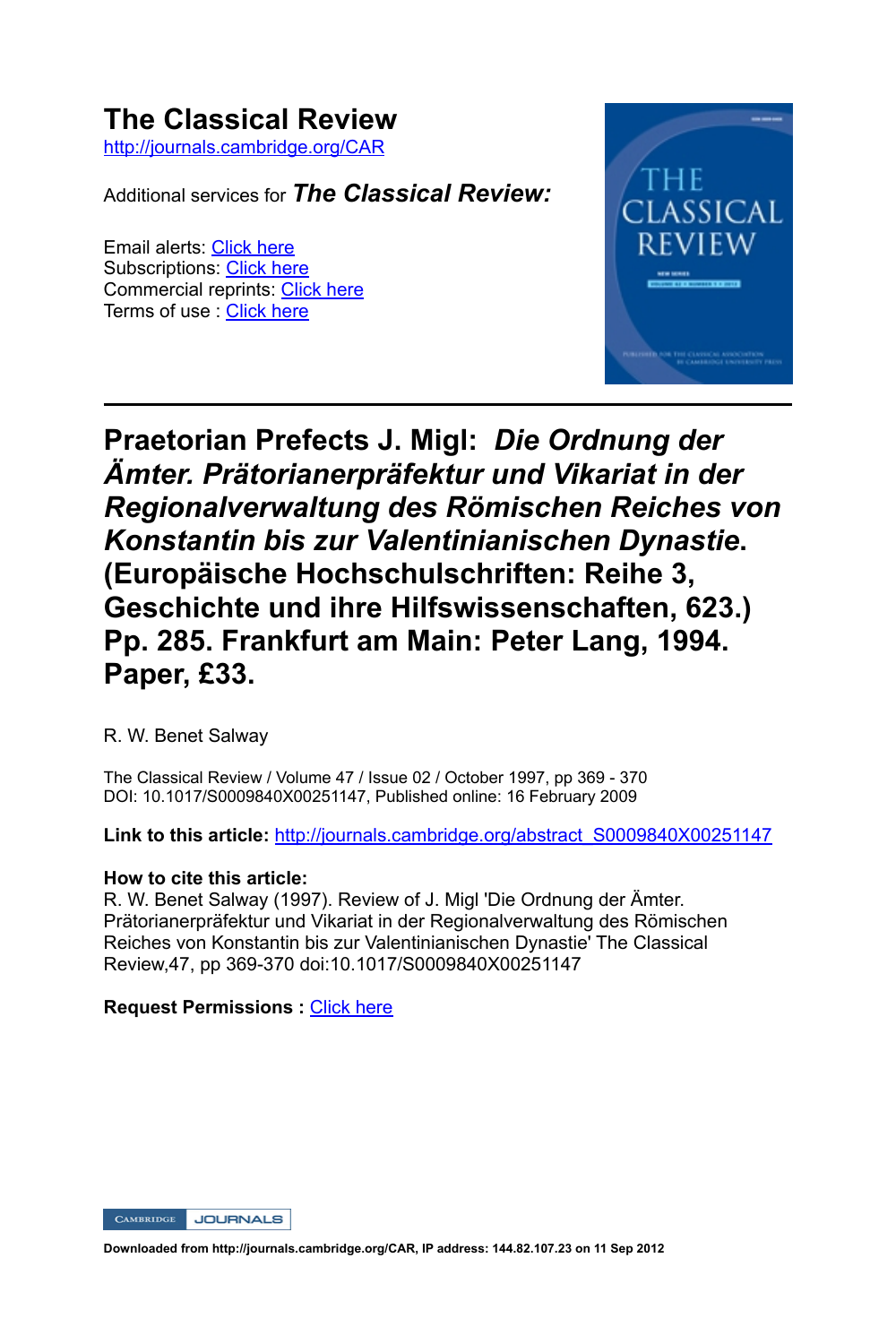# The Classical Review

http://journals.cambridge.org/CAR

Additional services for ***The Classical Review:***

Email alerts: Click here
Subscriptions: Click here
Commercial reprints: Click here
Terms of use : Click here

## Praetorian Prefects J. Migl: *Die Ordnung der Ämter. Prätorianerpräfektur und Vikariat in der Regionalverwaltung des Römischen Reiches von Konstantin bis zur Valentinianischen Dynastie*. (Europäische Hochschulschriften: Reihe 3, Geschichte und ihre Hilfswissenschaften, 623.) Pp. 285. Frankfurt am Main: Peter Lang, 1994. Paper, £33.

R. W. Benet Salway

The Classical Review / Volume 47 / Issue 02 / October 1997, pp 369 - 370
DOI: 10.1017/S0009840X00251147, Published online: 16 February 2009

**Link to this article:** http://journals.cambridge.org/abstract_S0009840X00251147

**How to cite this article:**
R. W. Benet Salway (1997). Review of J. Migl 'Die Ordnung der Ämter. Prätorianerpräfektur und Vikariat in der Regionalverwaltung des Römischen Reiches von Konstantin bis zur Valentinianischen Dynastie' The Classical Review,47, pp 369-370 doi:10.1017/S0009840X00251147

**Request Permissions :** Click here

**Downloaded from http://journals.cambridge.org/CAR, IP address: 144.82.107.23 on 11 Sep 2012**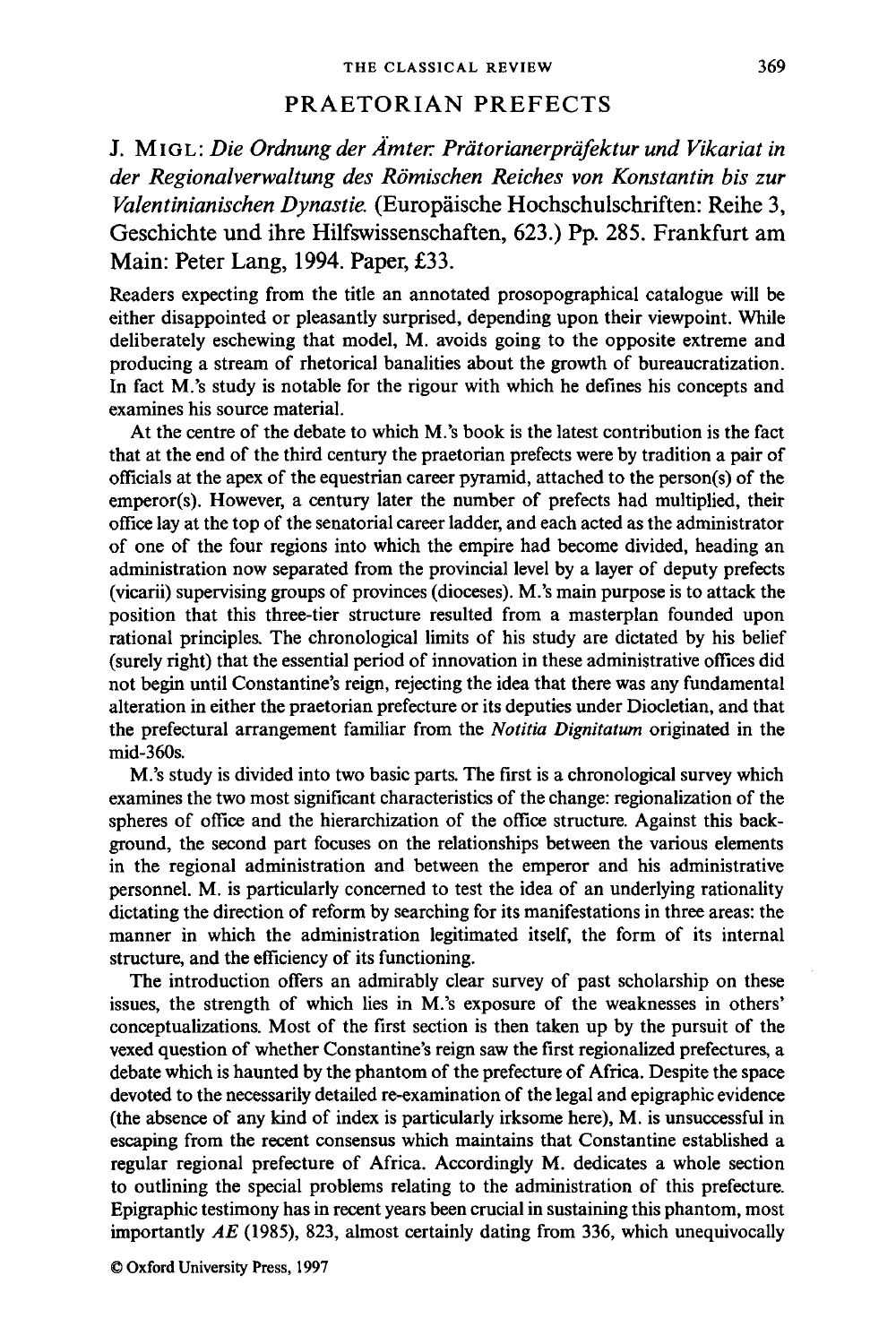## PRAETORIAN PREFECTS

J. MIGL: *Die Ordnung der Ämter. Prätorianerpräfektur und Vikariat in der Regionalverwaltung des Römischen Reiches von Konstantin bis zur Valentinianischen Dynastie.* (Europäische Hochschulschriften: Reihe 3, Geschichte und ihre Hilfswissenschaften, 623.) Pp. 285. Frankfurt am Main: Peter Lang, 1994. Paper, £33.

Readers expecting from the title an annotated prosopographical catalogue will be either disappointed or pleasantly surprised, depending upon their viewpoint. While deliberately eschewing that model, M. avoids going to the opposite extreme and producing a stream of rhetorical banalities about the growth of bureaucratization. In fact M.'s study is notable for the rigour with which he defines his concepts and examines his source material.

At the centre of the debate to which M.'s book is the latest contribution is the fact that at the end of the third century the praetorian prefects were by tradition a pair of officials at the apex of the equestrian career pyramid, attached to the person(s) of the emperor(s). However, a century later the number of prefects had multiplied, their office lay at the top of the senatorial career ladder, and each acted as the administrator of one of the four regions into which the empire had become divided, heading an administration now separated from the provincial level by a layer of deputy prefects (vicarii) supervising groups of provinces (dioceses). M.'s main purpose is to attack the position that this three-tier structure resulted from a masterplan founded upon rational principles. The chronological limits of his study are dictated by his belief (surely right) that the essential period of innovation in these administrative offices did not begin until Constantine's reign, rejecting the idea that there was any fundamental alteration in either the praetorian prefecture or its deputies under Diocletian, and that the prefectural arrangement familiar from the *Notitia Dignitatum* originated in the mid-360s.

M.'s study is divided into two basic parts. The first is a chronological survey which examines the two most significant characteristics of the change: regionalization of the spheres of office and the hierarchization of the office structure. Against this background, the second part focuses on the relationships between the various elements in the regional administration and between the emperor and his administrative personnel. M. is particularly concerned to test the idea of an underlying rationality dictating the direction of reform by searching for its manifestations in three areas: the manner in which the administration legitimated itself, the form of its internal structure, and the efficiency of its functioning.

The introduction offers an admirably clear survey of past scholarship on these issues, the strength of which lies in M.'s exposure of the weaknesses in others' conceptualizations. Most of the first section is then taken up by the pursuit of the vexed question of whether Constantine's reign saw the first regionalized prefectures, a debate which is haunted by the phantom of the prefecture of Africa. Despite the space devoted to the necessarily detailed re-examination of the legal and epigraphic evidence (the absence of any kind of index is particularly irksome here), M. is unsuccessful in escaping from the recent consensus which maintains that Constantine established a regular regional prefecture of Africa. Accordingly M. dedicates a whole section to outlining the special problems relating to the administration of this prefecture. Epigraphic testimony has in recent years been crucial in sustaining this phantom, most importantly *AE* (1985), 823, almost certainly dating from 336, which unequivocally

© Oxford University Press, 1997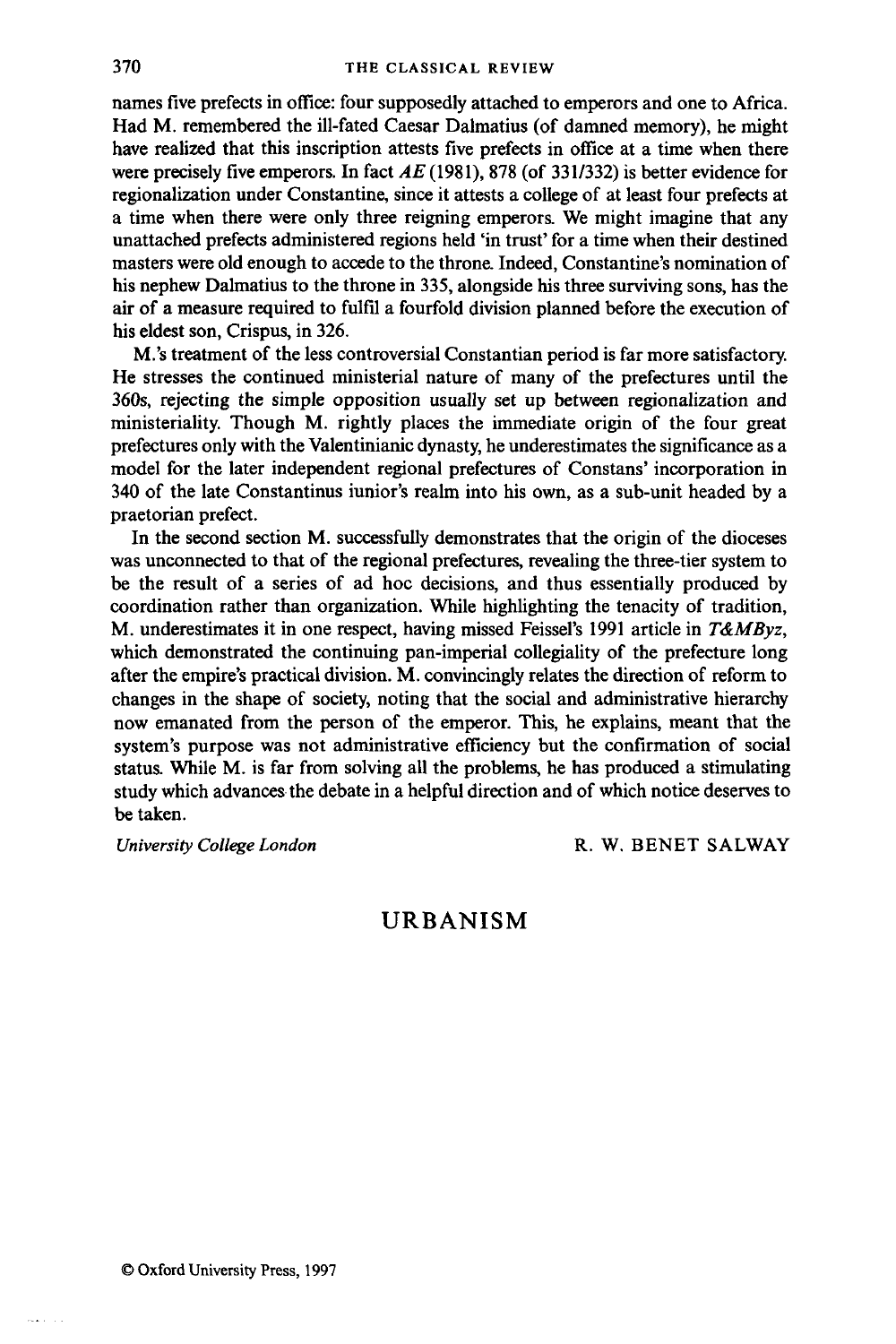names five prefects in office: four supposedly attached to emperors and one to Africa. Had M. remembered the ill-fated Caesar Dalmatius (of damned memory), he might have realized that this inscription attests five prefects in office at a time when there were precisely five emperors. In fact *AE* (1981), 878 (of 331/332) is better evidence for regionalization under Constantine, since it attests a college of at least four prefects at a time when there were only three reigning emperors. We might imagine that any unattached prefects administered regions held 'in trust' for a time when their destined masters were old enough to accede to the throne. Indeed, Constantine's nomination of his nephew Dalmatius to the throne in 335, alongside his three surviving sons, has the air of a measure required to fulfil a fourfold division planned before the execution of his eldest son, Crispus, in 326.

M.'s treatment of the less controversial Constantian period is far more satisfactory. He stresses the continued ministerial nature of many of the prefectures until the 360s, rejecting the simple opposition usually set up between regionalization and ministeriality. Though M. rightly places the immediate origin of the four great prefectures only with the Valentinianic dynasty, he underestimates the significance as a model for the later independent regional prefectures of Constans' incorporation in 340 of the late Constantinus iunior's realm into his own, as a sub-unit headed by a praetorian prefect.

In the second section M. successfully demonstrates that the origin of the dioceses was unconnected to that of the regional prefectures, revealing the three-tier system to be the result of a series of ad hoc decisions, and thus essentially produced by coordination rather than organization. While highlighting the tenacity of tradition, M. underestimates it in one respect, having missed Feissel's 1991 article in *T&MByz*, which demonstrated the continuing pan-imperial collegiality of the prefecture long after the empire's practical division. M. convincingly relates the direction of reform to changes in the shape of society, noting that the social and administrative hierarchy now emanated from the person of the emperor. This, he explains, meant that the system's purpose was not administrative efficiency but the confirmation of social status. While M. is far from solving all the problems, he has produced a stimulating study which advances the debate in a helpful direction and of which notice deserves to be taken.

*University College London* R. W. BENET SALWAY

## URBANISM

© Oxford University Press, 1997